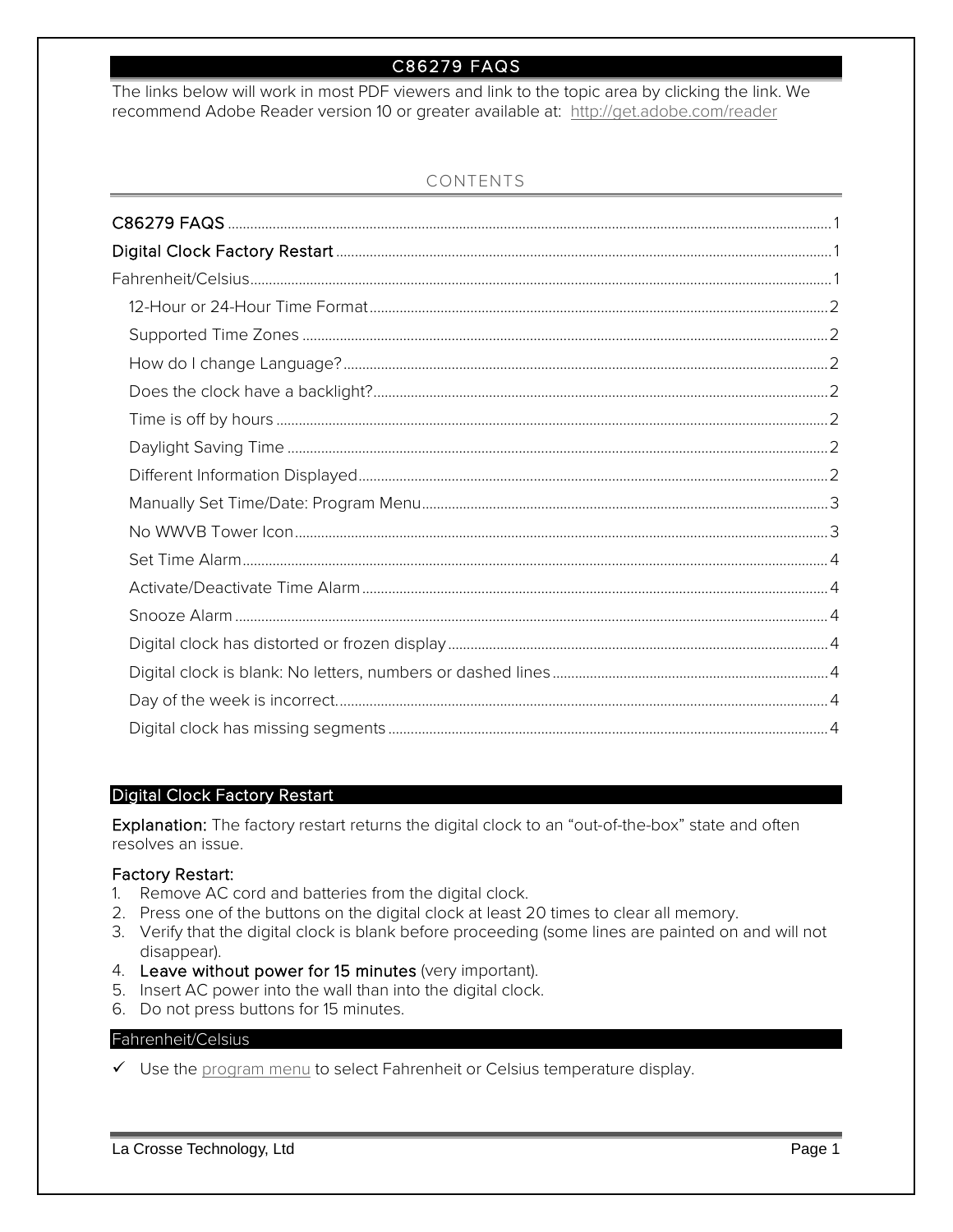# C86279 FAQS

The links below will work in most PDF viewers and link to the topic area by clicking the link. We recommend Adobe Reader version 10 or greater available at: http://get.adobe.com/reader

## CONTENTS

- C86279 FAQS ..... 1
- Digital Clock Factory Restart ..... 1
- Fahrenheit/Celsius ..... 1
  - 12-Hour or 24-Hour Time Format ..... 2
  - Supported Time Zones ..... 2
  - How do I change Language? ..... 2
  - Does the clock have a backlight? ..... 2
  - Time is off by hours ..... 2
  - Daylight Saving Time ..... 2
  - Different Information Displayed ..... 2
  - Manually Set Time/Date: Program Menu ..... 3
  - No WWVB Tower Icon ..... 3
  - Set Time Alarm ..... 4
  - Activate/Deactivate Time Alarm ..... 4
  - Snooze Alarm ..... 4
  - Digital clock has distorted or frozen display ..... 4
  - Digital clock is blank: No letters, numbers or dashed lines ..... 4
  - Day of the week is incorrect. ..... 4
  - Digital clock has missing segments ..... 4

## Digital Clock Factory Restart

**Explanation:** The factory restart returns the digital clock to an "out-of-the-box" state and often resolves an issue.

**Factory Restart:**

1. Remove AC cord and batteries from the digital clock.
2. Press one of the buttons on the digital clock at least 20 times to clear all memory.
3. Verify that the digital clock is blank before proceeding (some lines are painted on and will not disappear).
4. **Leave without power for 15 minutes** (very important).
5. Insert AC power into the wall than into the digital clock.
6. Do not press buttons for 15 minutes.

## Fahrenheit/Celsius

- ✓ Use the program menu to select Fahrenheit or Celsius temperature display.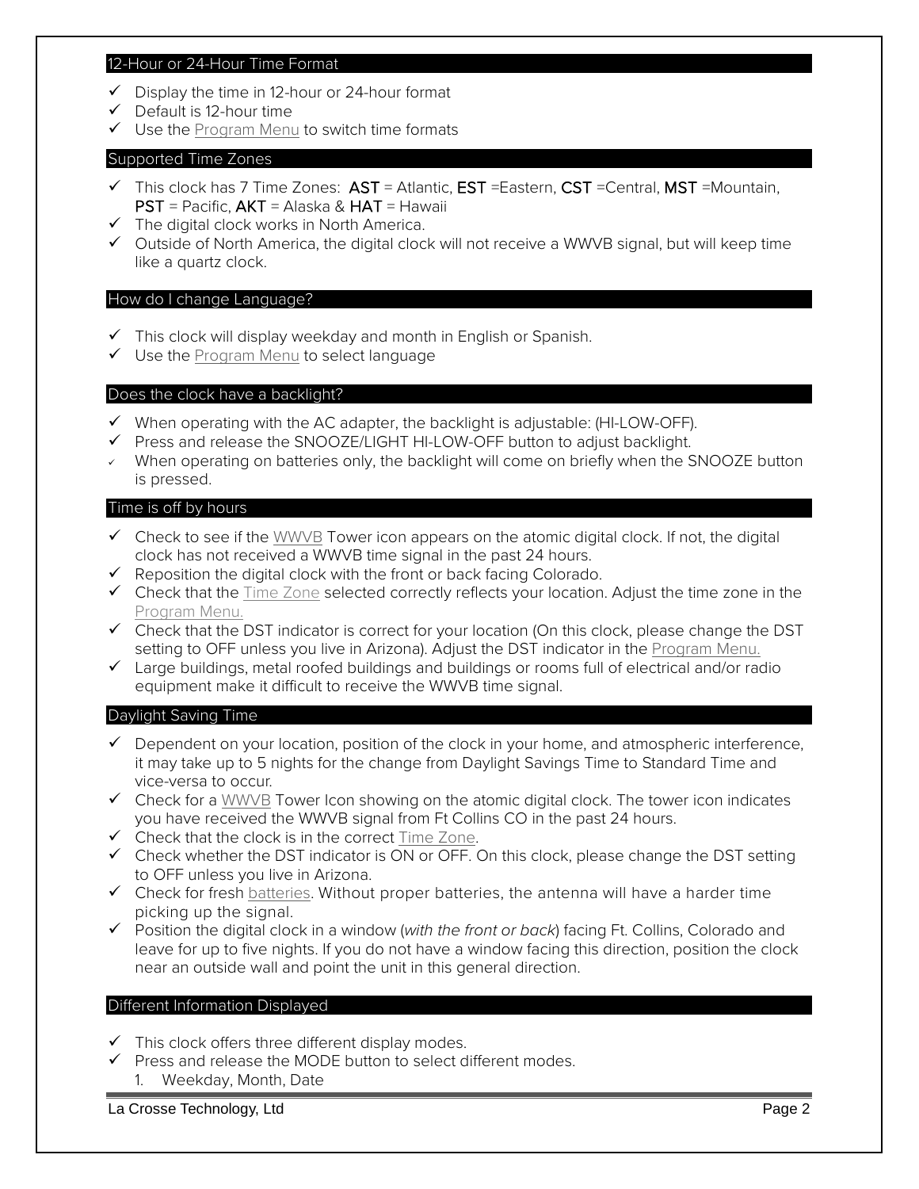## 12-Hour or 24-Hour Time Format

- ✓ Display the time in 12-hour or 24-hour format
- ✓ Default is 12-hour time
- ✓ Use the Program Menu to switch time formats

## Supported Time Zones

- ✓ This clock has 7 Time Zones: **AST** = Atlantic, **EST** =Eastern, **CST** =Central, **MST** =Mountain, **PST** = Pacific, **AKT** = Alaska & **HAT** = Hawaii
- ✓ The digital clock works in North America.
- ✓ Outside of North America, the digital clock will not receive a WWVB signal, but will keep time like a quartz clock.

## How do I change Language?

- ✓ This clock will display weekday and month in English or Spanish.
- ✓ Use the Program Menu to select language

## Does the clock have a backlight?

- ✓ When operating with the AC adapter, the backlight is adjustable: (HI-LOW-OFF).
- ✓ Press and release the SNOOZE/LIGHT HI-LOW-OFF button to adjust backlight.
- ✓ When operating on batteries only, the backlight will come on briefly when the SNOOZE button is pressed.

## Time is off by hours

- ✓ Check to see if the WWVB Tower icon appears on the atomic digital clock. If not, the digital clock has not received a WWVB time signal in the past 24 hours.
- ✓ Reposition the digital clock with the front or back facing Colorado.
- ✓ Check that the Time Zone selected correctly reflects your location. Adjust the time zone in the Program Menu.
- ✓ Check that the DST indicator is correct for your location (On this clock, please change the DST setting to OFF unless you live in Arizona). Adjust the DST indicator in the Program Menu.
- ✓ Large buildings, metal roofed buildings and buildings or rooms full of electrical and/or radio equipment make it difficult to receive the WWVB time signal.

## Daylight Saving Time

- ✓ Dependent on your location, position of the clock in your home, and atmospheric interference, it may take up to 5 nights for the change from Daylight Savings Time to Standard Time and vice-versa to occur.
- ✓ Check for a WWVB Tower Icon showing on the atomic digital clock. The tower icon indicates you have received the WWVB signal from Ft Collins CO in the past 24 hours.
- ✓ Check that the clock is in the correct Time Zone.
- ✓ Check whether the DST indicator is ON or OFF. On this clock, please change the DST setting to OFF unless you live in Arizona.
- ✓ Check for fresh batteries. Without proper batteries, the antenna will have a harder time picking up the signal.
- ✓ Position the digital clock in a window (*with the front or back*) facing Ft. Collins, Colorado and leave for up to five nights. If you do not have a window facing this direction, position the clock near an outside wall and point the unit in this general direction.

## Different Information Displayed

- ✓ This clock offers three different display modes.
- ✓ Press and release the MODE button to select different modes.
  1. Weekday, Month, Date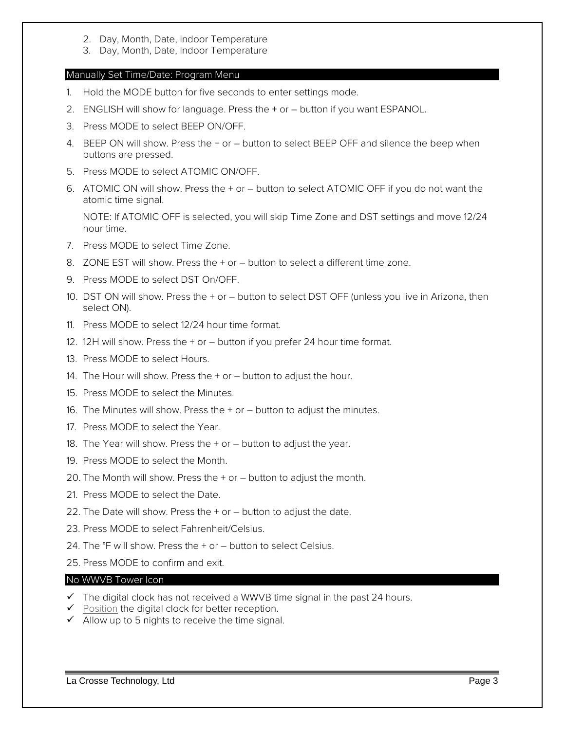2. Day, Month, Date, Indoor Temperature
3. Day, Month, Date, Indoor Temperature

## Manually Set Time/Date: Program Menu

1. Hold the MODE button for five seconds to enter settings mode.
2. ENGLISH will show for language. Press the + or – button if you want ESPANOL.
3. Press MODE to select BEEP ON/OFF.
4. BEEP ON will show. Press the + or – button to select BEEP OFF and silence the beep when buttons are pressed.
5. Press MODE to select ATOMIC ON/OFF.
6. ATOMIC ON will show. Press the + or – button to select ATOMIC OFF if you do not want the atomic time signal.

   NOTE: If ATOMIC OFF is selected, you will skip Time Zone and DST settings and move 12/24 hour time.
7. Press MODE to select Time Zone.
8. ZONE EST will show. Press the + or – button to select a different time zone.
9. Press MODE to select DST On/OFF.
10. DST ON will show. Press the + or – button to select DST OFF (unless you live in Arizona, then select ON).
11. Press MODE to select 12/24 hour time format.
12. 12H will show. Press the + or – button if you prefer 24 hour time format.
13. Press MODE to select Hours.
14. The Hour will show. Press the + or – button to adjust the hour.
15. Press MODE to select the Minutes.
16. The Minutes will show. Press the + or – button to adjust the minutes.
17. Press MODE to select the Year.
18. The Year will show. Press the + or – button to adjust the year.
19. Press MODE to select the Month.
20. The Month will show. Press the + or – button to adjust the month.
21. Press MODE to select the Date.
22. The Date will show. Press the + or – button to adjust the date.
23. Press MODE to select Fahrenheit/Celsius.
24. The °F will show. Press the + or – button to select Celsius.
25. Press MODE to confirm and exit.

## No WWVB Tower Icon

- ✓ The digital clock has not received a WWVB time signal in the past 24 hours.
- ✓ Position the digital clock for better reception.
- ✓ Allow up to 5 nights to receive the time signal.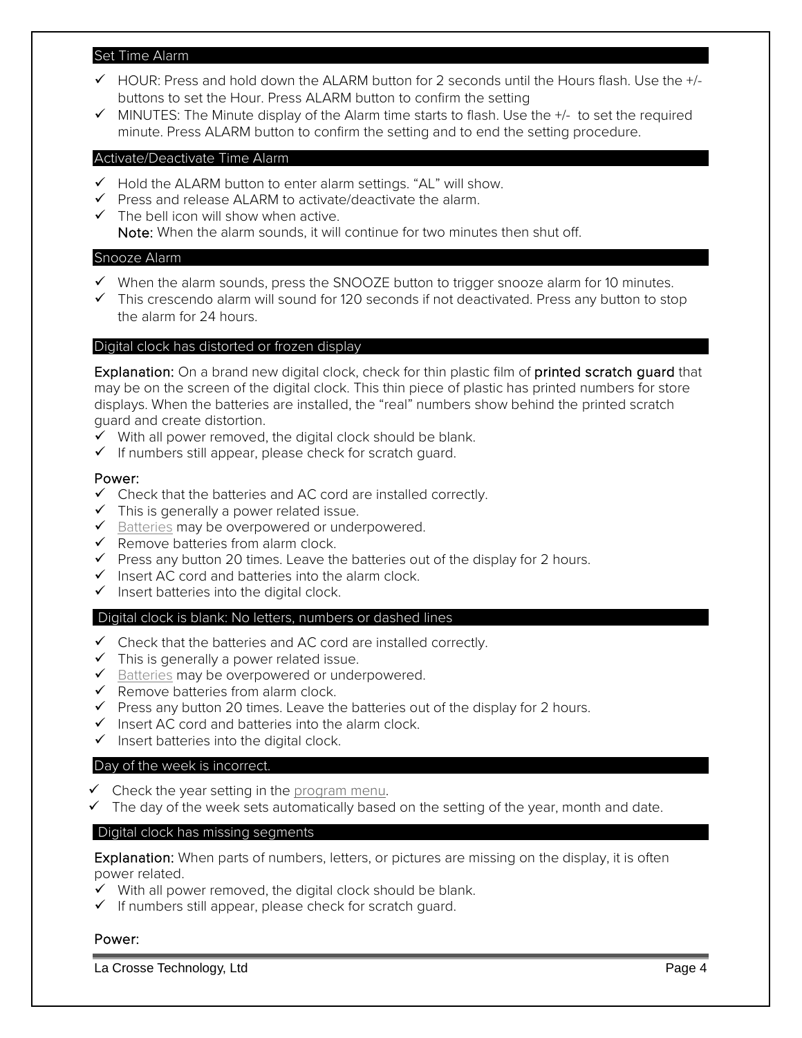## Set Time Alarm

- ✓ HOUR: Press and hold down the ALARM button for 2 seconds until the Hours flash. Use the +/- buttons to set the Hour. Press ALARM button to confirm the setting
- ✓ MINUTES: The Minute display of the Alarm time starts to flash. Use the +/- to set the required minute. Press ALARM button to confirm the setting and to end the setting procedure.

## Activate/Deactivate Time Alarm

- ✓ Hold the ALARM button to enter alarm settings. "AL" will show.
- ✓ Press and release ALARM to activate/deactivate the alarm.
- ✓ The bell icon will show when active.

**Note:** When the alarm sounds, it will continue for two minutes then shut off.

## Snooze Alarm

- ✓ When the alarm sounds, press the SNOOZE button to trigger snooze alarm for 10 minutes.
- ✓ This crescendo alarm will sound for 120 seconds if not deactivated. Press any button to stop the alarm for 24 hours.

## Digital clock has distorted or frozen display

**Explanation:** On a brand new digital clock, check for thin plastic film of **printed scratch guard** that may be on the screen of the digital clock. This thin piece of plastic has printed numbers for store displays. When the batteries are installed, the "real" numbers show behind the printed scratch guard and create distortion.

- ✓ With all power removed, the digital clock should be blank.
- ✓ If numbers still appear, please check for scratch guard.

**Power:**

- ✓ Check that the batteries and AC cord are installed correctly.
- ✓ This is generally a power related issue.
- ✓ Batteries may be overpowered or underpowered.
- ✓ Remove batteries from alarm clock.
- ✓ Press any button 20 times. Leave the batteries out of the display for 2 hours.
- ✓ Insert AC cord and batteries into the alarm clock.
- ✓ Insert batteries into the digital clock.

## Digital clock is blank: No letters, numbers or dashed lines

- ✓ Check that the batteries and AC cord are installed correctly.
- ✓ This is generally a power related issue.
- ✓ Batteries may be overpowered or underpowered.
- ✓ Remove batteries from alarm clock.
- ✓ Press any button 20 times. Leave the batteries out of the display for 2 hours.
- ✓ Insert AC cord and batteries into the alarm clock.
- ✓ Insert batteries into the digital clock.

## Day of the week is incorrect.

- ✓ Check the year setting in the program menu.
- ✓ The day of the week sets automatically based on the setting of the year, month and date.

## Digital clock has missing segments

**Explanation:** When parts of numbers, letters, or pictures are missing on the display, it is often power related.

- ✓ With all power removed, the digital clock should be blank.
- ✓ If numbers still appear, please check for scratch guard.

**Power:**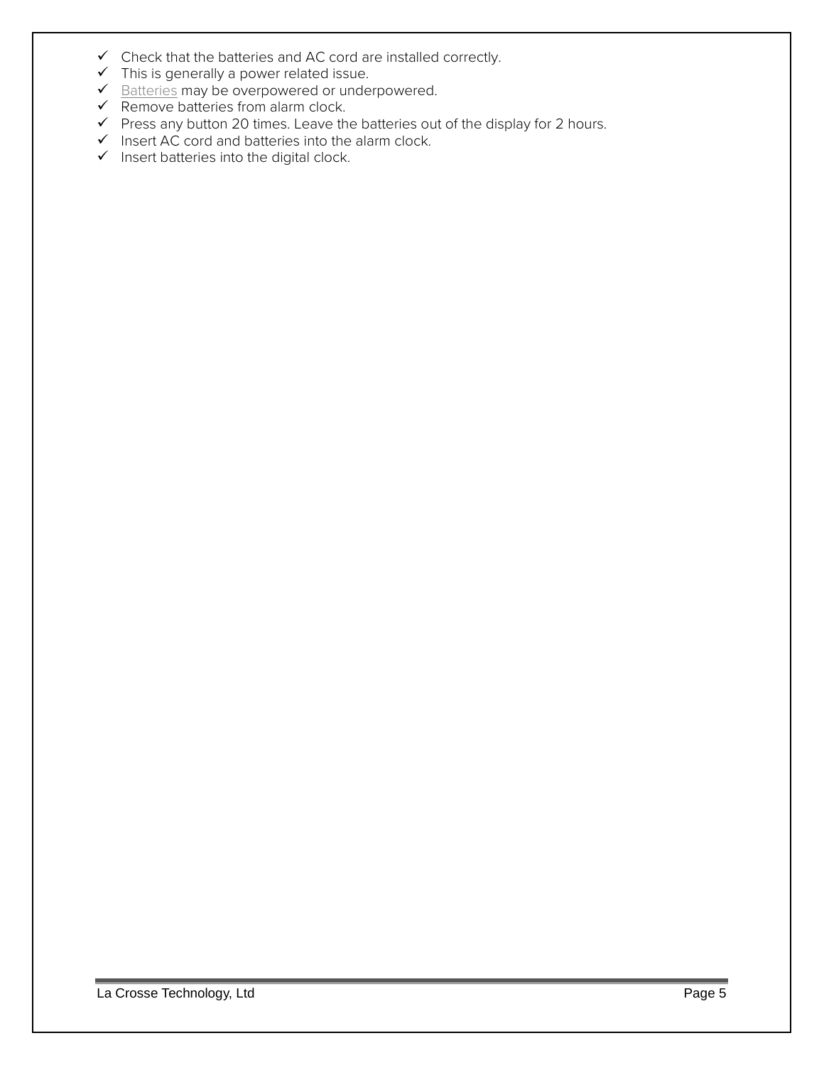- ✓ Check that the batteries and AC cord are installed correctly.
- ✓ This is generally a power related issue.
- ✓ Batteries may be overpowered or underpowered.
- ✓ Remove batteries from alarm clock.
- ✓ Press any button 20 times. Leave the batteries out of the display for 2 hours.
- ✓ Insert AC cord and batteries into the alarm clock.
- ✓ Insert batteries into the digital clock.